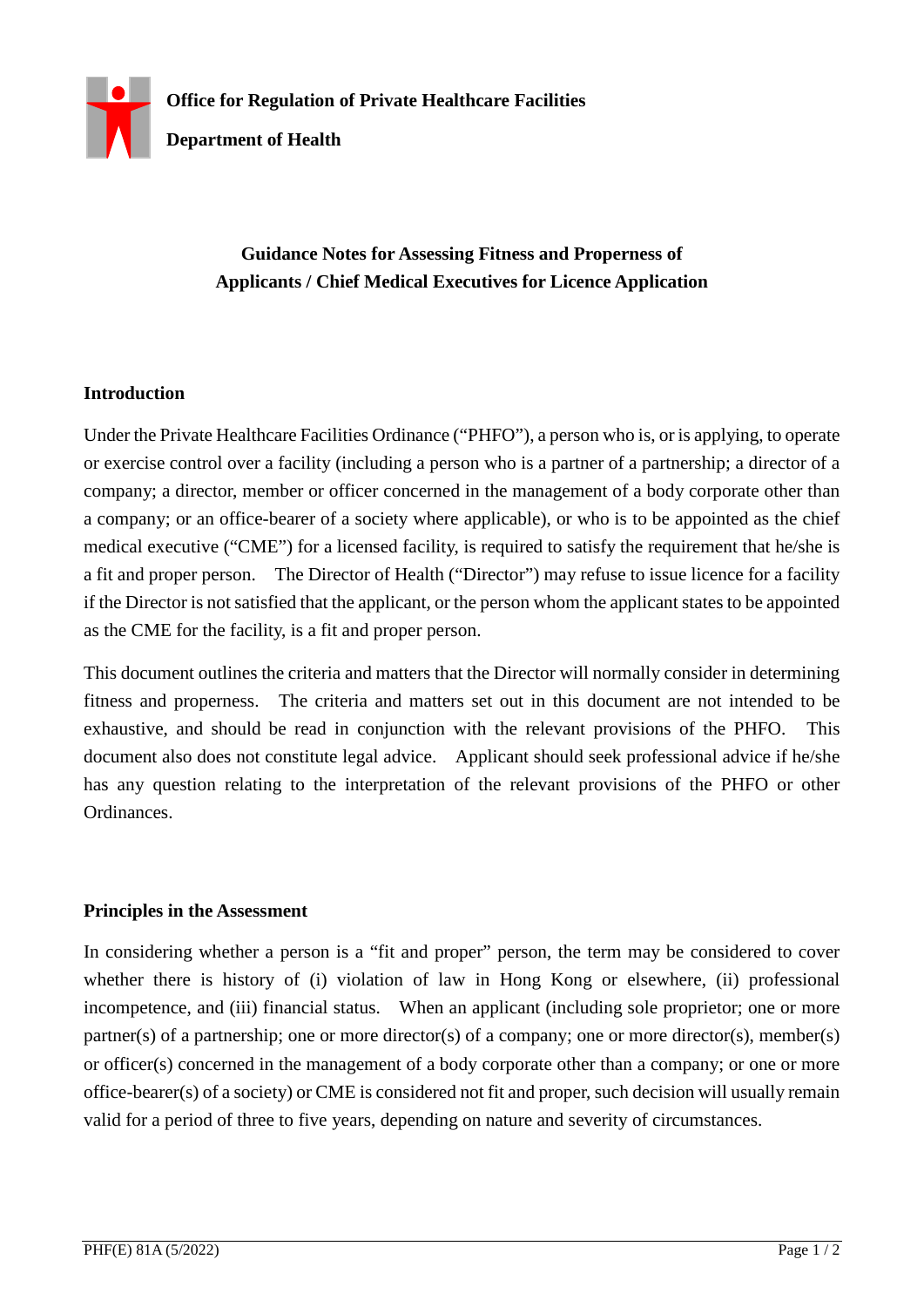**Office for Regulation of Private Healthcare Facilities**

**Department of Health**

# Guidance Notes for Assessing Fitness and Properness of Applicants / Chief Medical Executives for Licence Application

## Introduction

Under the Private Healthcare Facilities Ordinance ("PHFO"), a person who is, or is applying, to operate or exercise control over a facility (including a person who is a partner of a partnership; a director of a company; a director, member or officer concerned in the management of a body corporate other than a company; or an office-bearer of a society where applicable), or who is to be appointed as the chief medical executive ("CME") for a licensed facility, is required to satisfy the requirement that he/she is a fit and proper person. The Director of Health ("Director") may refuse to issue licence for a facility if the Director is not satisfied that the applicant, or the person whom the applicant states to be appointed as the CME for the facility, is a fit and proper person.

This document outlines the criteria and matters that the Director will normally consider in determining fitness and properness. The criteria and matters set out in this document are not intended to be exhaustive, and should be read in conjunction with the relevant provisions of the PHFO. This document also does not constitute legal advice. Applicant should seek professional advice if he/she has any question relating to the interpretation of the relevant provisions of the PHFO or other Ordinances.

## Principles in the Assessment

In considering whether a person is a "fit and proper" person, the term may be considered to cover whether there is history of (i) violation of law in Hong Kong or elsewhere, (ii) professional incompetence, and (iii) financial status. When an applicant (including sole proprietor; one or more partner(s) of a partnership; one or more director(s) of a company; one or more director(s), member(s) or officer(s) concerned in the management of a body corporate other than a company; or one or more office-bearer(s) of a society) or CME is considered not fit and proper, such decision will usually remain valid for a period of three to five years, depending on nature and severity of circumstances.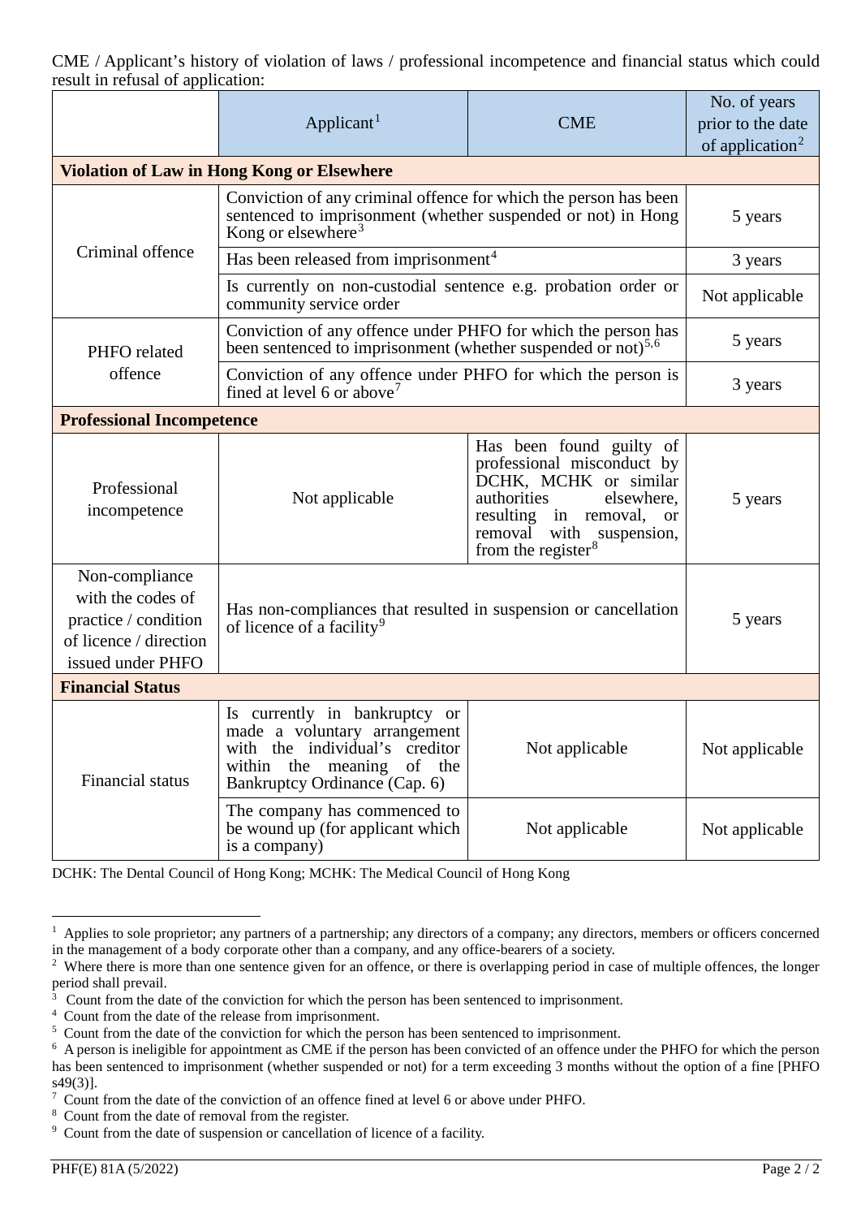CME / Applicant's history of violation of laws / professional incompetence and financial status which could result in refusal of application:

| | Applicant[1] | CME | No. of years prior to the date of application[2] |
|---|---|---|---|
| **Violation of Law in Hong Kong or Elsewhere** | | | |
| Criminal offence | Conviction of any criminal offence for which the person has been sentenced to imprisonment (whether suspended or not) in Hong Kong or elsewhere[3] | | 5 years |
| | Has been released from imprisonment[4] | | 3 years |
| | Is currently on non-custodial sentence e.g. probation order or community service order | | Not applicable |
| PHFO related offence | Conviction of any offence under PHFO for which the person has been sentenced to imprisonment (whether suspended or not)[5,6] | | 5 years |
| | Conviction of any offence under PHFO for which the person is fined at level 6 or above[7] | | 3 years |
| **Professional Incompetence** | | | |
| Professional incompetence | Not applicable | Has been found guilty of professional misconduct by DCHK, MCHK or similar authorities elsewhere, resulting in removal, or removal with suspension, from the register[8] | 5 years |
| Non-compliance with the codes of practice / condition of licence / direction issued under PHFO | Has non-compliances that resulted in suspension or cancellation of licence of a facility[9] | | 5 years |
| **Financial Status** | | | |
| Financial status | Is currently in bankruptcy or made a voluntary arrangement with the individual's creditor within the meaning of the Bankruptcy Ordinance (Cap. 6) | Not applicable | Not applicable |
| | The company has commenced to be wound up (for applicant which is a company) | Not applicable | Not applicable |

DCHK: The Dental Council of Hong Kong; MCHK: The Medical Council of Hong Kong

[1] Applies to sole proprietor; any partners of a partnership; any directors of a company; any directors, members or officers concerned in the management of a body corporate other than a company, and any office-bearers of a society.

[2] Where there is more than one sentence given for an offence, or there is overlapping period in case of multiple offences, the longer period shall prevail.

[3] Count from the date of the conviction for which the person has been sentenced to imprisonment.

[4] Count from the date of the release from imprisonment.

[5] Count from the date of the conviction for which the person has been sentenced to imprisonment.

[6] A person is ineligible for appointment as CME if the person has been convicted of an offence under the PHFO for which the person has been sentenced to imprisonment (whether suspended or not) for a term exceeding 3 months without the option of a fine [PHFO s49(3)].

[7] Count from the date of the conviction of an offence fined at level 6 or above under PHFO.

[8] Count from the date of removal from the register.

[9] Count from the date of suspension or cancellation of licence of a facility.

PHF(E) 81A (5/2022)